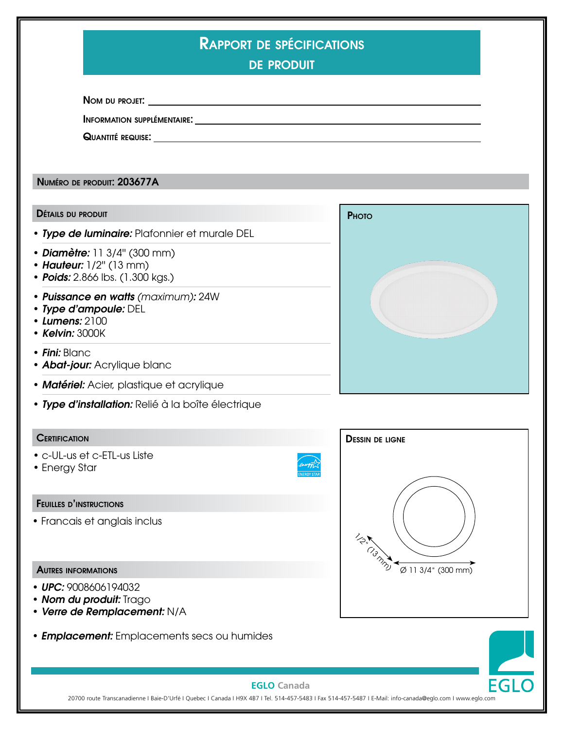# Rapport de spécifications de produit

**Nom du projet:** ____________________

**Information supplémentaire:** ____________________

**Quantité requise:** ____________________

## Numéro de produit: 203677A

### Détails du produit

- ***Type de luminaire:*** Plafonnier et murale DEL

- ***Diamètre:*** 11 3/4" (300 mm)
- ***Hauteur:*** 1/2" (13 mm)
- ***Poids:*** 2.866 lbs. (1.300 kgs.)

- ***Puissance en watts*** *(maximum):* 24W
- ***Type d'ampoule:*** DEL
- ***Lumens:*** 2100
- ***Kelvin:*** 3000K

- ***Fini:*** Blanc
- ***Abat-jour:*** Acrylique blanc

- ***Matériel:*** Acier, plastique et acrylique

- ***Type d'installation:*** Relié à la boîte électrique

### Photo

### Certification

- c-UL-us et c-ETL-us Liste
- Energy Star

### Dessin de ligne

1/2" (13 mm)

Ø 11 3/4" (300 mm)

### Feuilles d'instructions

- Francais et anglais inclus

### Autres informations

- ***UPC:*** 9008606194032
- ***Nom du produit:*** Trago
- ***Verre de Remplacement:*** N/A

- ***Emplacement:*** Emplacements secs ou humides

**EGLO Canada**

20700 route Transcanadienne I Baie-D'Urfé I Quebec I Canada I H9X 4B7 I Tel. 514-457-5483 I Fax 514-457-5487 I E-Mail: info-canada@eglo.com I www.eglo.com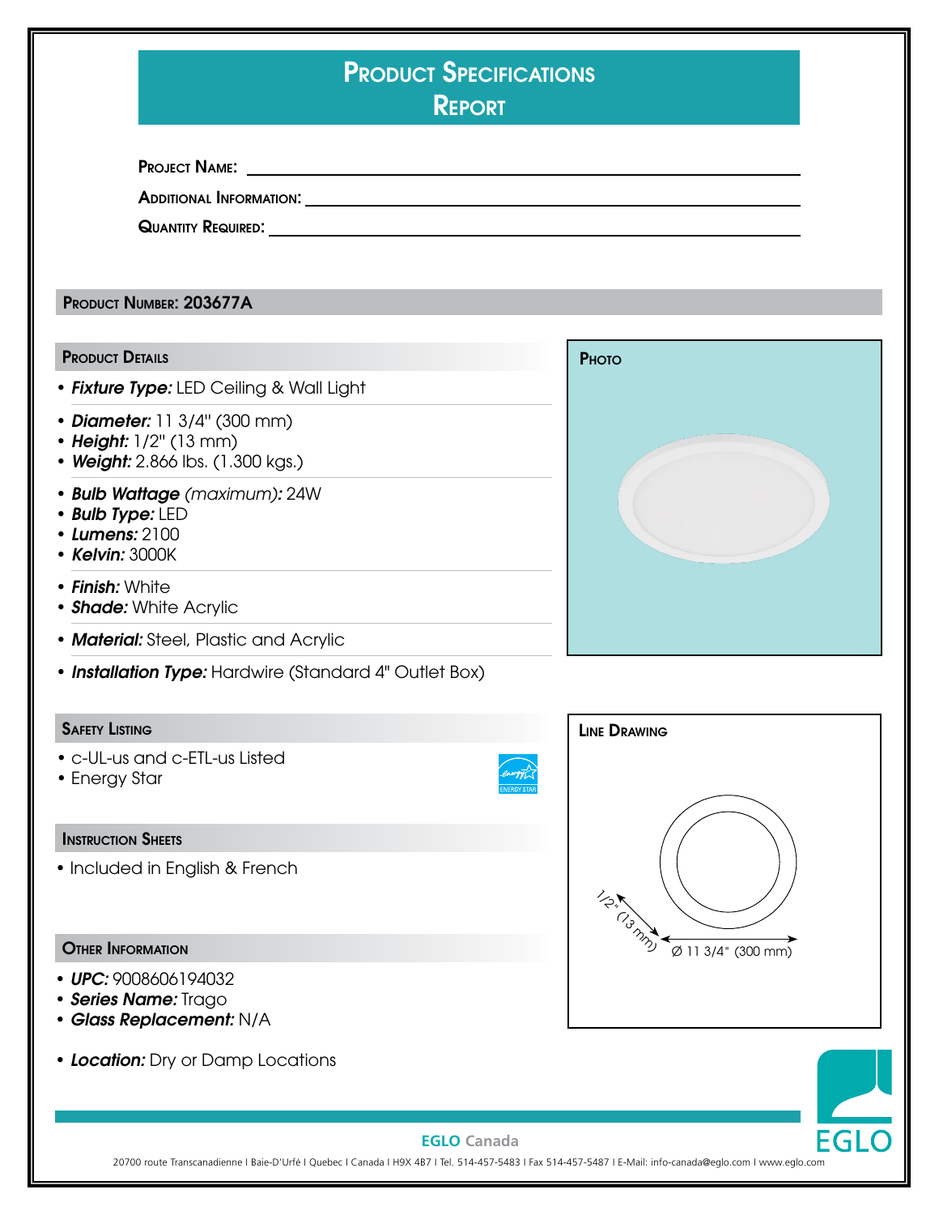# Product Specifications Report

**Project Name:** ______________________

**Additional Information:** ______________________

**Quantity Required:** ______________________

## Product Number: 203677A

### Product Details

- ***Fixture Type:*** LED Ceiling & Wall Light
- ***Diameter:*** 11 3/4" (300 mm)
- ***Height:*** 1/2" (13 mm)
- ***Weight:*** 2.866 lbs. (1.300 kgs.)
- ***Bulb Wattage*** *(maximum)****:*** 24W
- ***Bulb Type:*** LED
- ***Lumens:*** 2100
- ***Kelvin:*** 3000K
- ***Finish:*** White
- ***Shade:*** White Acrylic
- ***Material:*** Steel, Plastic and Acrylic
- ***Installation Type:*** Hardwire (Standard 4" Outlet Box)

### Photo

### Safety Listing

- c-UL-us and c-ETL-us Listed
- Energy Star

### Instruction Sheets

- Included in English & French

### Line Drawing

1/2" (13 mm)

Ø 11 3/4" (300 mm)

### Other Information

- ***UPC:*** 9008606194032
- ***Series Name:*** Trago
- ***Glass Replacement:*** N/A
- ***Location:*** Dry or Damp Locations

**EGLO Canada**

20700 route Transcanadienne I Baie-D'Urfé I Quebec I Canada I H9X 4B7 I Tel. 514-457-5483 I Fax 514-457-5487 I E-Mail: info-canada@eglo.com I www.eglo.com

EGLO